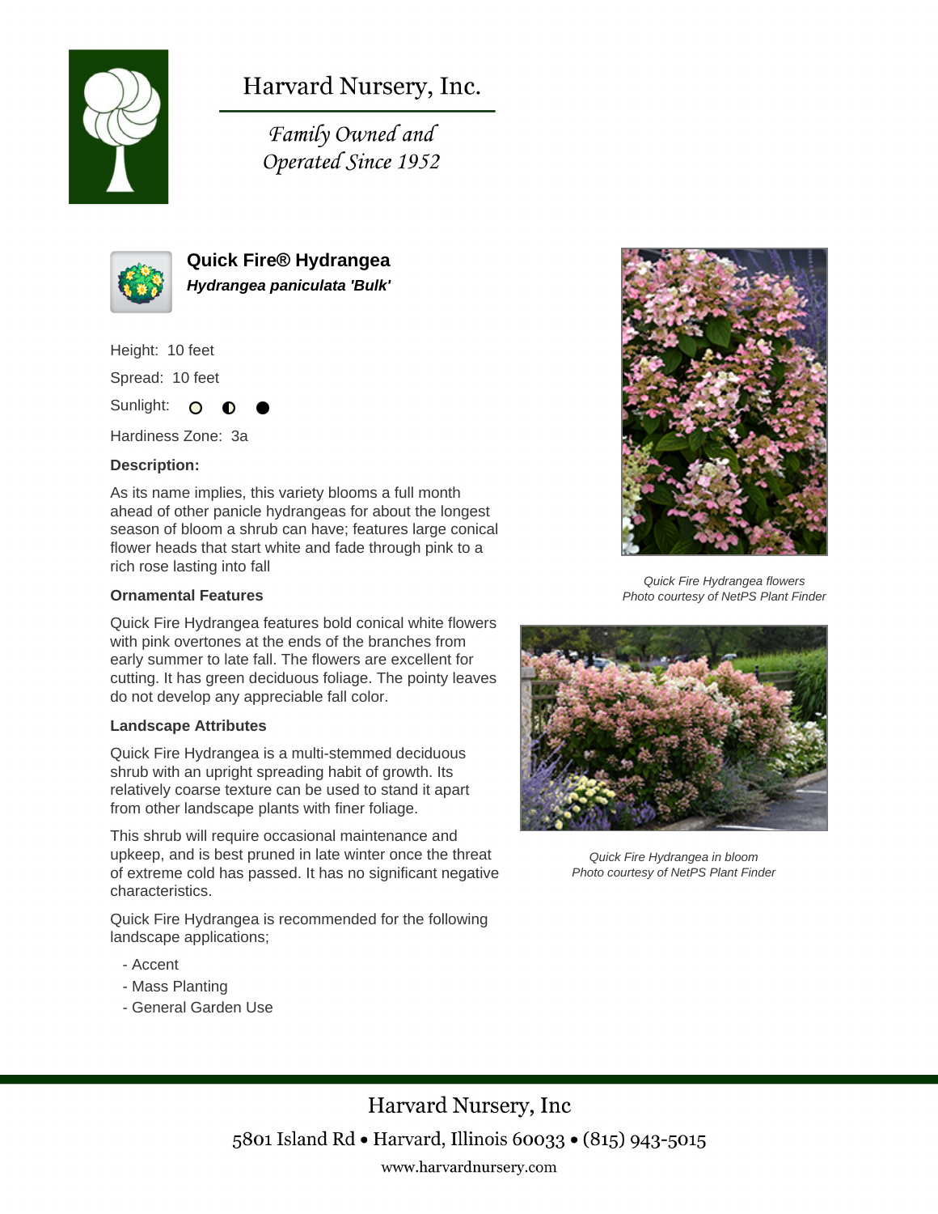# Harvard Nursery, Inc.

*Family Owned and Operated Since 1952*

## Quick Fire® Hydrangea

***Hydrangea paniculata 'Bulk'***

Height: 10 feet

Spread: 10 feet

Sunlight: ○ ◐ ●

Hardiness Zone: 3a

**Description:**

As its name implies, this variety blooms a full month ahead of other panicle hydrangeas for about the longest season of bloom a shrub can have; features large conical flower heads that start white and fade through pink to a rich rose lasting into fall

### Ornamental Features

Quick Fire Hydrangea features bold conical white flowers with pink overtones at the ends of the branches from early summer to late fall. The flowers are excellent for cutting. It has green deciduous foliage. The pointy leaves do not develop any appreciable fall color.

### Landscape Attributes

Quick Fire Hydrangea is a multi-stemmed deciduous shrub with an upright spreading habit of growth. Its relatively coarse texture can be used to stand it apart from other landscape plants with finer foliage.

This shrub will require occasional maintenance and upkeep, and is best pruned in late winter once the threat of extreme cold has passed. It has no significant negative characteristics.

Quick Fire Hydrangea is recommended for the following landscape applications;

- Accent
- Mass Planting
- General Garden Use

*Quick Fire Hydrangea flowers*
*Photo courtesy of NetPS Plant Finder*

*Quick Fire Hydrangea in bloom*
*Photo courtesy of NetPS Plant Finder*

Harvard Nursery, Inc

5801 Island Rd • Harvard, Illinois 60033 • (815) 943-5015

www.harvardnursery.com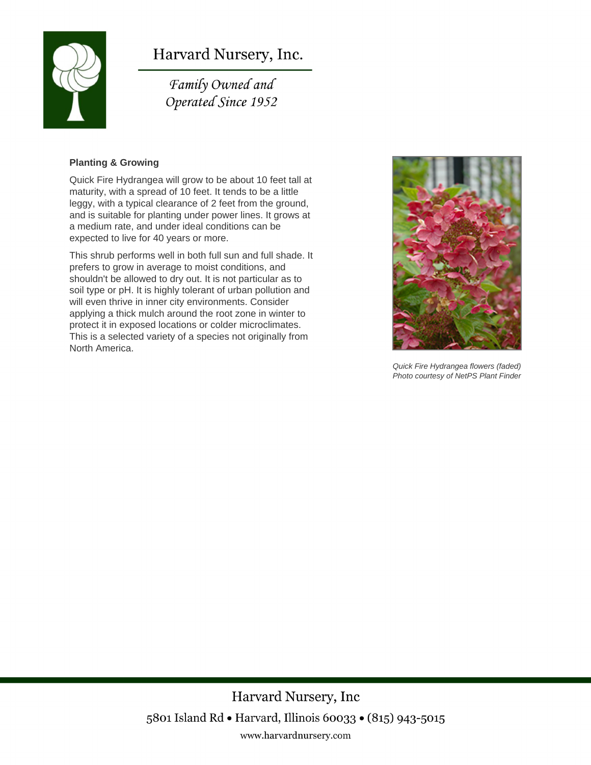Harvard Nursery, Inc.

*Family Owned and Operated Since 1952*

### Planting & Growing

Quick Fire Hydrangea will grow to be about 10 feet tall at maturity, with a spread of 10 feet. It tends to be a little leggy, with a typical clearance of 2 feet from the ground, and is suitable for planting under power lines. It grows at a medium rate, and under ideal conditions can be expected to live for 40 years or more.

This shrub performs well in both full sun and full shade. It prefers to grow in average to moist conditions, and shouldn't be allowed to dry out. It is not particular as to soil type or pH. It is highly tolerant of urban pollution and will even thrive in inner city environments. Consider applying a thick mulch around the root zone in winter to protect it in exposed locations or colder microclimates. This is a selected variety of a species not originally from North America.

*Quick Fire Hydrangea flowers (faded)*
*Photo courtesy of NetPS Plant Finder*

Harvard Nursery, Inc

5801 Island Rd • Harvard, Illinois 60033 • (815) 943-5015

www.harvardnursery.com